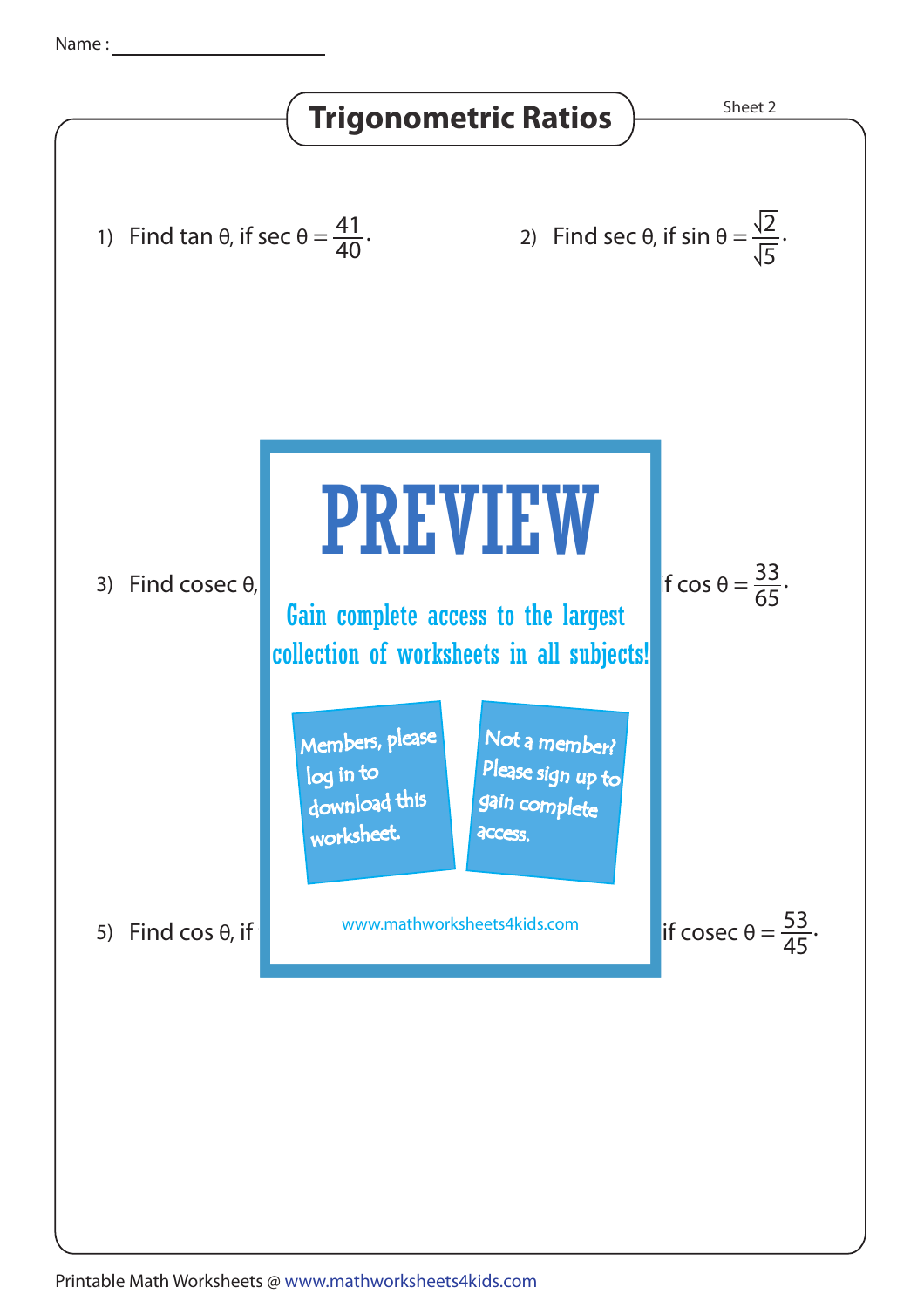Name :

# Trigonometric Ratios

Sheet 2

1) Find tan θ, if sec $\theta = \frac{41}{40}$.

2) Find sec θ, if sin $\theta = \frac{\sqrt{2}}{\sqrt{5}}$.

3) Find cosec θ,

PREVIEW

Gain complete access to the largest collection of worksheets in all subjects!

Members, please log in to download this worksheet.

Not a member? Please sign up to gain complete access.

www.mathworksheets4kids.com

f cos $\theta = \frac{33}{65}$.

5) Find cos θ, if

if cosec $\theta = \frac{53}{45}$.

Printable Math Worksheets @ www.mathworksheets4kids.com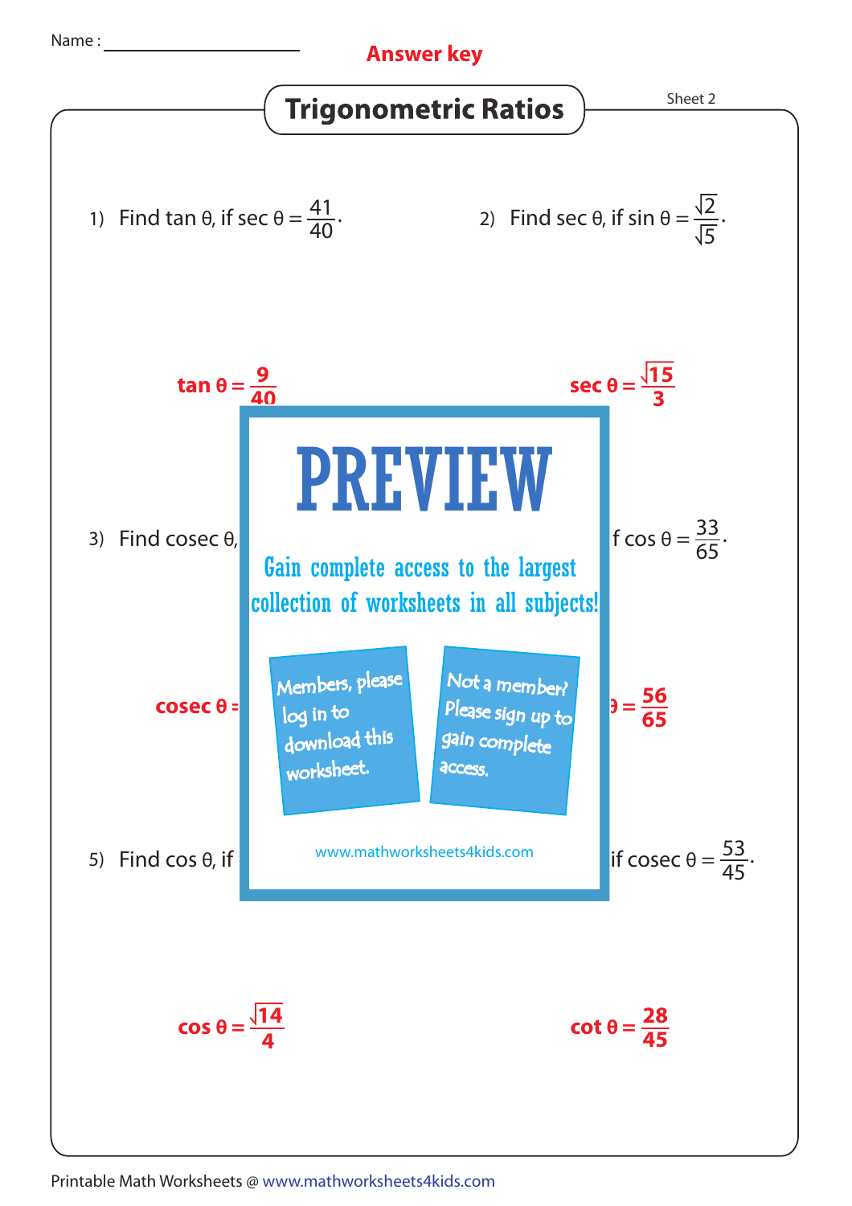Name : ____________________

**Answer key**

# Trigonometric Ratios

Sheet 2

1) Find tan θ, if sec θ = $\frac{41}{40}$.

**tan θ = $\frac{9}{40}$**

2) Find sec θ, if sin θ = $\frac{\sqrt{2}}{\sqrt{5}}$.

**sec θ = $\frac{\sqrt{15}}{3}$**

# PREVIEW

Gain complete access to the largest collection of worksheets in all subjects!

Members, please log in to download this worksheet.

Not a member? Please sign up to gain complete access.

www.mathworksheets4kids.com

3) Find cosec θ,

**cosec θ =**

f cos θ = $\frac{33}{65}$.

**θ = $\frac{56}{65}$**

5) Find cos θ, if

**cos θ = $\frac{\sqrt{14}}{4}$**

if cosec θ = $\frac{53}{45}$.

**cot θ = $\frac{28}{45}$**

Printable Math Worksheets @ www.mathworksheets4kids.com